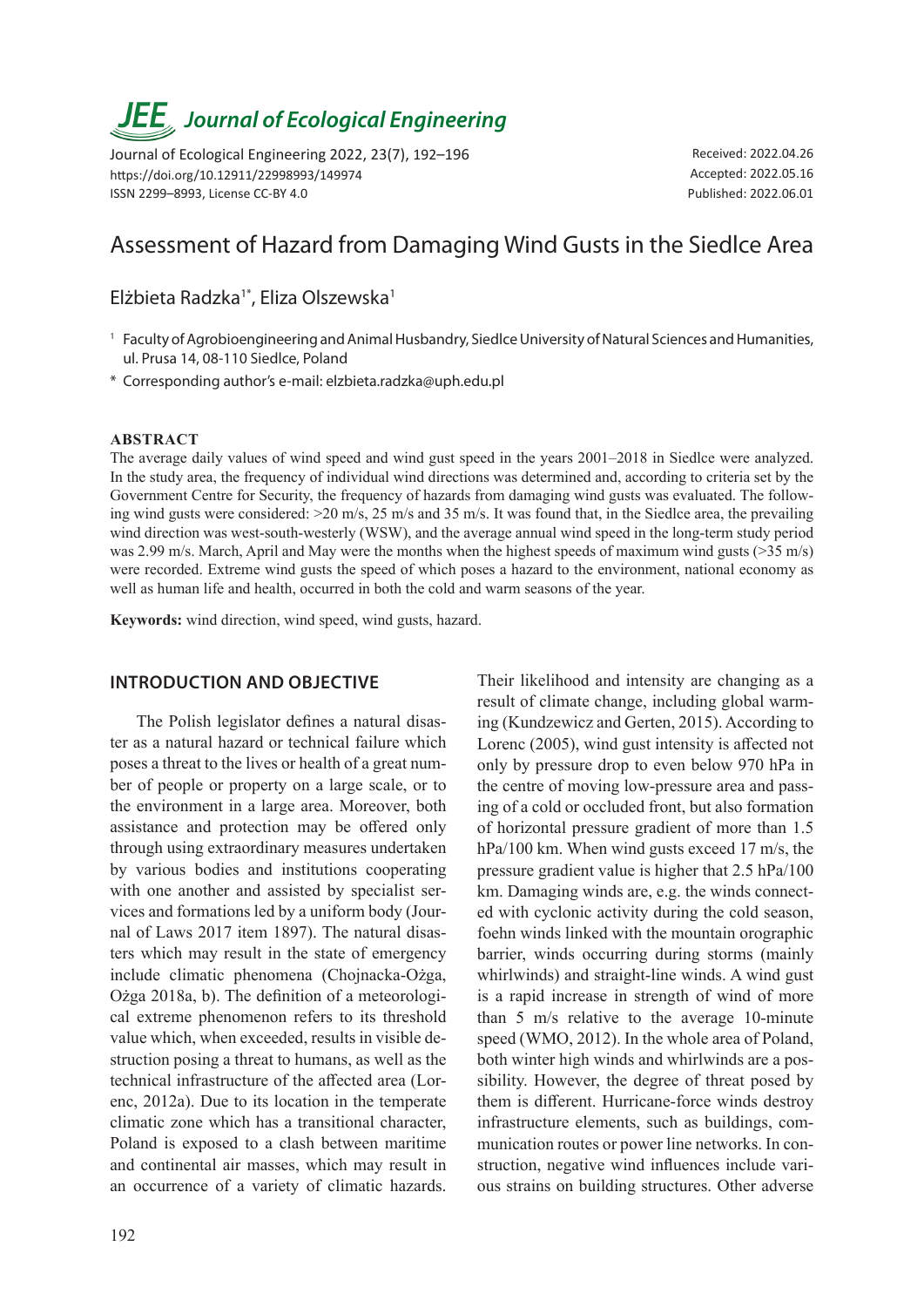# JEE Journal of Ecological Engineering

Journal of Ecological Engineering 2022, 23(7), 192–196
https://doi.org/10.12911/22998993/149974
ISSN 2299–8993, License CC-BY 4.0

Received: 2022.04.26
Accepted: 2022.05.16
Published: 2022.06.01

# Assessment of Hazard from Damaging Wind Gusts in the Siedlce Area

Elżbieta Radzka[1*], Eliza Olszewska[1]

[1] Faculty of Agrobioengineering and Animal Husbandry, Siedlce University of Natural Sciences and Humanities, ul. Prusa 14, 08-110 Siedlce, Poland

\* Corresponding author's e-mail: elzbieta.radzka@uph.edu.pl

## ABSTRACT

The average daily values of wind speed and wind gust speed in the years 2001–2018 in Siedlce were analyzed. In the study area, the frequency of individual wind directions was determined and, according to criteria set by the Government Centre for Security, the frequency of hazards from damaging wind gusts was evaluated. The following wind gusts were considered: >20 m/s, 25 m/s and 35 m/s. It was found that, in the Siedlce area, the prevailing wind direction was west-south-westerly (WSW), and the average annual wind speed in the long-term study period was 2.99 m/s. March, April and May were the months when the highest speeds of maximum wind gusts (>35 m/s) were recorded. Extreme wind gusts the speed of which poses a hazard to the environment, national economy as well as human life and health, occurred in both the cold and warm seasons of the year.

**Keywords:** wind direction, wind speed, wind gusts, hazard.

## INTRODUCTION AND OBJECTIVE

The Polish legislator defines a natural disaster as a natural hazard or technical failure which poses a threat to the lives or health of a great number of people or property on a large scale, or to the environment in a large area. Moreover, both assistance and protection may be offered only through using extraordinary measures undertaken by various bodies and institutions cooperating with one another and assisted by specialist services and formations led by a uniform body (Journal of Laws 2017 item 1897). The natural disasters which may result in the state of emergency include climatic phenomena (Chojnacka-Ożga, Ożga 2018a, b). The definition of a meteorological extreme phenomenon refers to its threshold value which, when exceeded, results in visible destruction posing a threat to humans, as well as the technical infrastructure of the affected area (Lorenc, 2012a). Due to its location in the temperate climatic zone which has a transitional character, Poland is exposed to a clash between maritime and continental air masses, which may result in an occurrence of a variety of climatic hazards. Their likelihood and intensity are changing as a result of climate change, including global warming (Kundzewicz and Gerten, 2015). According to Lorenc (2005), wind gust intensity is affected not only by pressure drop to even below 970 hPa in the centre of moving low-pressure area and passing of a cold or occluded front, but also formation of horizontal pressure gradient of more than 1.5 hPa/100 km. When wind gusts exceed 17 m/s, the pressure gradient value is higher that 2.5 hPa/100 km. Damaging winds are, e.g. the winds connected with cyclonic activity during the cold season, foehn winds linked with the mountain orographic barrier, winds occurring during storms (mainly whirlwinds) and straight-line winds. A wind gust is a rapid increase in strength of wind of more than 5 m/s relative to the average 10-minute speed (WMO, 2012). In the whole area of Poland, both winter high winds and whirlwinds are a possibility. However, the degree of threat posed by them is different. Hurricane-force winds destroy infrastructure elements, such as buildings, communication routes or power line networks. In construction, negative wind influences include various strains on building structures. Other adverse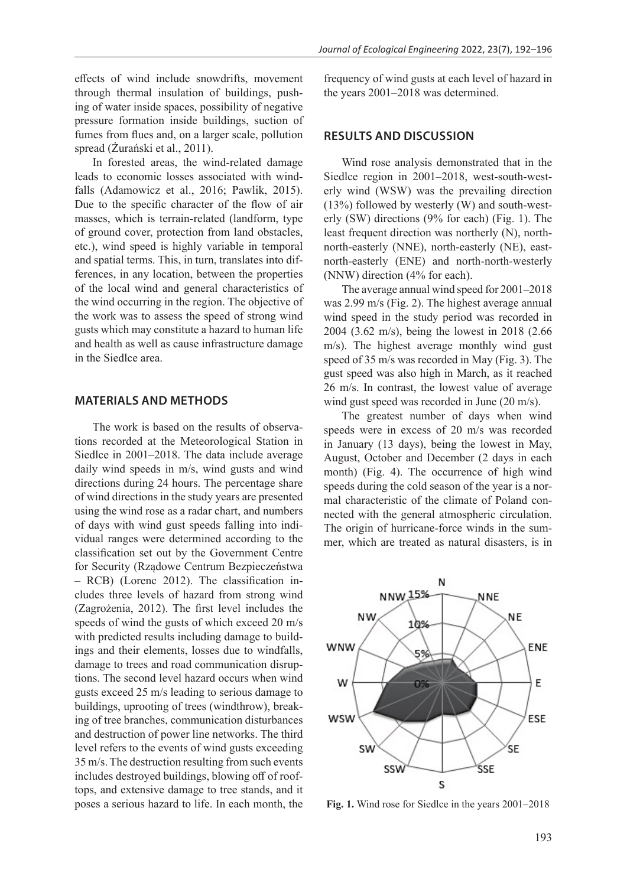effects of wind include snowdrifts, movement through thermal insulation of buildings, pushing of water inside spaces, possibility of negative pressure formation inside buildings, suction of fumes from flues and, on a larger scale, pollution spread (Żurański et al., 2011).

In forested areas, the wind-related damage leads to economic losses associated with windfalls (Adamowicz et al., 2016; Pawlik, 2015). Due to the specific character of the flow of air masses, which is terrain-related (landform, type of ground cover, protection from land obstacles, etc.), wind speed is highly variable in temporal and spatial terms. This, in turn, translates into differences, in any location, between the properties of the local wind and general characteristics of the wind occurring in the region. The objective of the work was to assess the speed of strong wind gusts which may constitute a hazard to human life and health as well as cause infrastructure damage in the Siedlce area.

## MATERIALS AND METHODS

The work is based on the results of observations recorded at the Meteorological Station in Siedlce in 2001–2018. The data include average daily wind speeds in m/s, wind gusts and wind directions during 24 hours. The percentage share of wind directions in the study years are presented using the wind rose as a radar chart, and numbers of days with wind gust speeds falling into individual ranges were determined according to the classification set out by the Government Centre for Security (Rządowe Centrum Bezpieczeństwa – RCB) (Lorenc 2012). The classification includes three levels of hazard from strong wind (Zagrożenia, 2012). The first level includes the speeds of wind the gusts of which exceed 20 m/s with predicted results including damage to buildings and their elements, losses due to windfalls, damage to trees and road communication disruptions. The second level hazard occurs when wind gusts exceed 25 m/s leading to serious damage to buildings, uprooting of trees (windthrow), breaking of tree branches, communication disturbances and destruction of power line networks. The third level refers to the events of wind gusts exceeding 35 m/s. The destruction resulting from such events includes destroyed buildings, blowing off of rooftops, and extensive damage to tree stands, and it poses a serious hazard to life. In each month, the frequency of wind gusts at each level of hazard in the years 2001–2018 was determined.

## RESULTS AND DISCUSSION

Wind rose analysis demonstrated that in the Siedlce region in 2001–2018, west-south-westerly wind (WSW) was the prevailing direction (13%) followed by westerly (W) and south-westerly (SW) directions (9% for each) (Fig. 1). The least frequent direction was northerly (N), north-north-easterly (NNE), north-easterly (NE), east-north-easterly (ENE) and north-north-westerly (NNW) direction (4% for each).

The average annual wind speed for 2001–2018 was 2.99 m/s (Fig. 2). The highest average annual wind speed in the study period was recorded in 2004 (3.62 m/s), being the lowest in 2018 (2.66 m/s). The highest average monthly wind gust speed of 35 m/s was recorded in May (Fig. 3). The gust speed was also high in March, as it reached 26 m/s. In contrast, the lowest value of average wind gust speed was recorded in June (20 m/s).

The greatest number of days when wind speeds were in excess of 20 m/s was recorded in January (13 days), being the lowest in May, August, October and December (2 days in each month) (Fig. 4). The occurrence of high wind speeds during the cold season of the year is a normal characteristic of the climate of Poland connected with the general atmospheric circulation. The origin of hurricane-force winds in the summer, which are treated as natural disasters, is in

**Fig. 1.** Wind rose for Siedlce in the years 2001–2018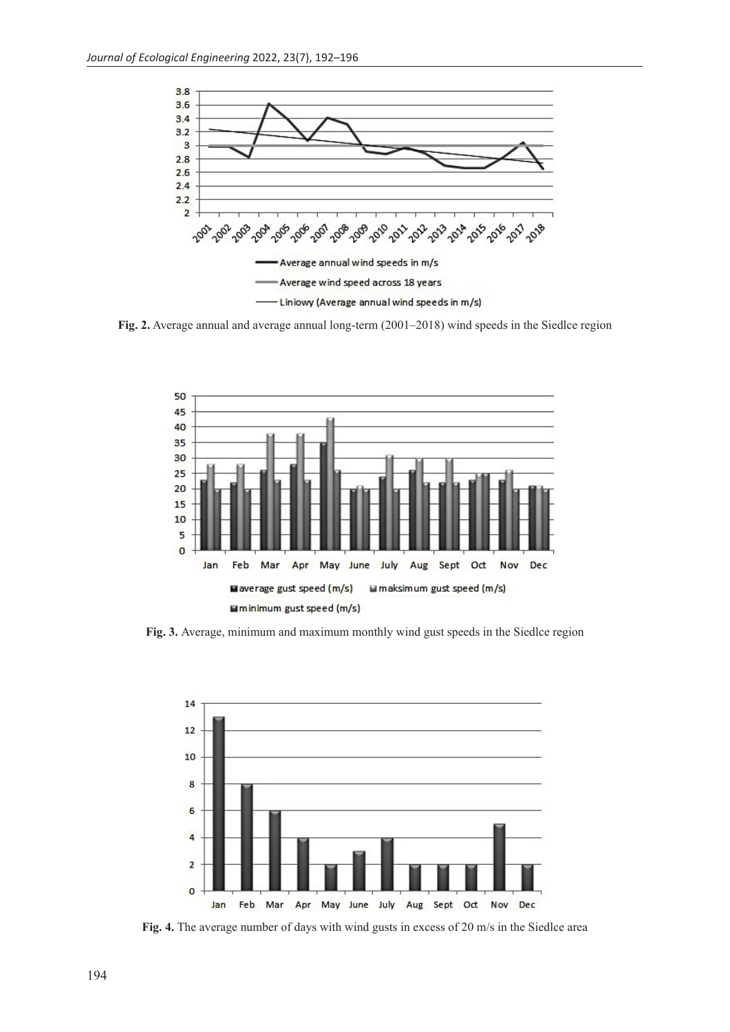Fig. 2. Average annual and average annual long-term (2001–2018) wind speeds in the Siedlce region

Fig. 3. Average, minimum and maximum monthly wind gust speeds in the Siedlce region

Fig. 4. The average number of days with wind gusts in excess of 20 m/s in the Siedlce area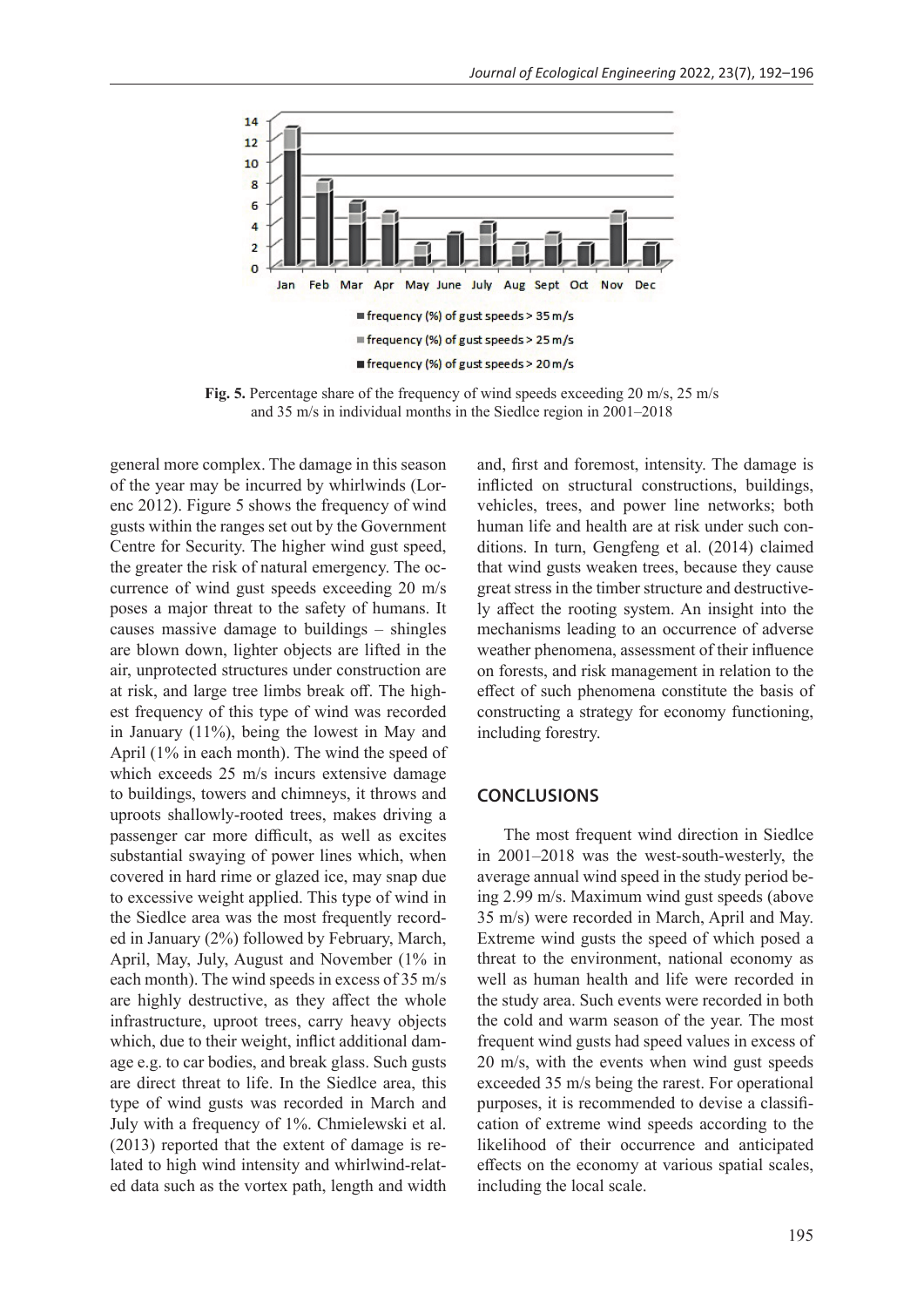Fig. 5. Percentage share of the frequency of wind speeds exceeding 20 m/s, 25 m/s and 35 m/s in individual months in the Siedlce region in 2001–2018

general more complex. The damage in this season of the year may be incurred by whirlwinds (Lorenc 2012). Figure 5 shows the frequency of wind gusts within the ranges set out by the Government Centre for Security. The higher wind gust speed, the greater the risk of natural emergency. The occurrence of wind gust speeds exceeding 20 m/s poses a major threat to the safety of humans. It causes massive damage to buildings – shingles are blown down, lighter objects are lifted in the air, unprotected structures under construction are at risk, and large tree limbs break off. The highest frequency of this type of wind was recorded in January (11%), being the lowest in May and April (1% in each month). The wind the speed of which exceeds 25 m/s incurs extensive damage to buildings, towers and chimneys, it throws and uproots shallowly-rooted trees, makes driving a passenger car more difficult, as well as excites substantial swaying of power lines which, when covered in hard rime or glazed ice, may snap due to excessive weight applied. This type of wind in the Siedlce area was the most frequently recorded in January (2%) followed by February, March, April, May, July, August and November (1% in each month). The wind speeds in excess of 35 m/s are highly destructive, as they affect the whole infrastructure, uproot trees, carry heavy objects which, due to their weight, inflict additional damage e.g. to car bodies, and break glass. Such gusts are direct threat to life. In the Siedlce area, this type of wind gusts was recorded in March and July with a frequency of 1%. Chmielewski et al. (2013) reported that the extent of damage is related to high wind intensity and whirlwind-related data such as the vortex path, length and width and, first and foremost, intensity. The damage is inflicted on structural constructions, buildings, vehicles, trees, and power line networks; both human life and health are at risk under such conditions. In turn, Gengfeng et al. (2014) claimed that wind gusts weaken trees, because they cause great stress in the timber structure and destructively affect the rooting system. An insight into the mechanisms leading to an occurrence of adverse weather phenomena, assessment of their influence on forests, and risk management in relation to the effect of such phenomena constitute the basis of constructing a strategy for economy functioning, including forestry.

## CONCLUSIONS

The most frequent wind direction in Siedlce in 2001–2018 was the west-south-westerly, the average annual wind speed in the study period being 2.99 m/s. Maximum wind gust speeds (above 35 m/s) were recorded in March, April and May. Extreme wind gusts the speed of which posed a threat to the environment, national economy as well as human health and life were recorded in the study area. Such events were recorded in both the cold and warm season of the year. The most frequent wind gusts had speed values in excess of 20 m/s, with the events when wind gust speeds exceeded 35 m/s being the rarest. For operational purposes, it is recommended to devise a classification of extreme wind speeds according to the likelihood of their occurrence and anticipated effects on the economy at various spatial scales, including the local scale.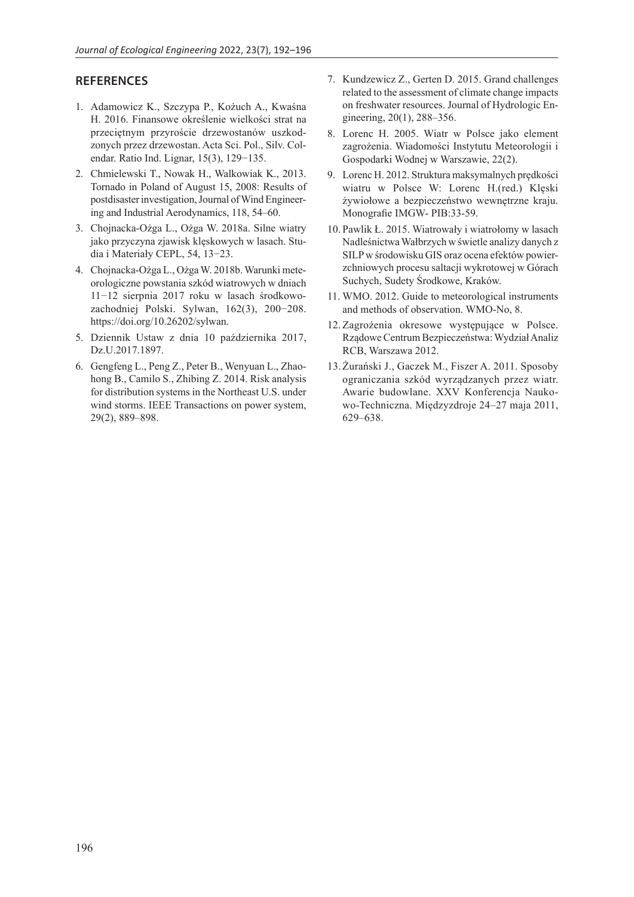## REFERENCES

1. Adamowicz K., Szczypa P., Kożuch A., Kwaśna H. 2016. Finansowe określenie wielkości strat na przeciętnym przyroście drzewostanów uszkodzonych przez drzewostan. Acta Sci. Pol., Silv. Colendar. Ratio Ind. Lignar, 15(3), 129−135.
2. Chmielewski T., Nowak H., Walkowiak K., 2013. Tornado in Poland of August 15, 2008: Results of postdisaster investigation, Journal of Wind Engineering and Industrial Aerodynamics, 118, 54–60.
3. Chojnacka-Ożga L., Ożga W. 2018a. Silne wiatry jako przyczyna zjawisk klęskowych w lasach. Studia i Materiały CEPL, 54, 13−23.
4. Chojnacka-Ożga L., Ożga W. 2018b. Warunki meteorologiczne powstania szkód wiatrowych w dniach 11−12 sierpnia 2017 roku w lasach środkowozachodniej Polski. Sylwan, 162(3), 200−208. https://doi.org/10.26202/sylwan.
5. Dziennik Ustaw z dnia 10 października 2017, Dz.U.2017.1897.
6. Gengfeng L., Peng Z., Peter B., Wenyuan L., Zhaohong B., Camilo S., Zhibing Z. 2014. Risk analysis for distribution systems in the Northeast U.S. under wind storms. IEEE Transactions on power system, 29(2), 889–898.
7. Kundzewicz Z., Gerten D. 2015. Grand challenges related to the assessment of climate change impacts on freshwater resources. Journal of Hydrologic Engineering, 20(1), 288–356.
8. Lorenc H. 2005. Wiatr w Polsce jako element zagrożenia. Wiadomości Instytutu Meteorologii i Gospodarki Wodnej w Warszawie, 22(2).
9. Lorenc H. 2012. Struktura maksymalnych prędkości wiatru w Polsce W: Lorenc H.(red.) Klęski żywiołowe a bezpieczeństwo wewnętrzne kraju. Monografie IMGW- PIB:33-59.
10. Pawlik Ł. 2015. Wiatrowały i wiatrołomy w lasach Nadleśnictwa Wałbrzych w świetle analizy danych z SILP w środowisku GIS oraz ocena efektów powierzchniowych procesu saltacji wykrotowej w Górach Suchych, Sudety Środkowe, Kraków.
11. WMO. 2012. Guide to meteorological instruments and methods of observation. WMO-No, 8.
12. Zagrożenia okresowe występujące w Polsce. Rządowe Centrum Bezpieczeństwa: Wydział Analiz RCB, Warszawa 2012.
13. Żurański J., Gaczek M., Fiszer A. 2011. Sposoby ograniczania szkód wyrządzanych przez wiatr. Awarie budowlane. XXV Konferencja Naukowo-Techniczna. Międzyzdroje 24–27 maja 2011, 629–638.